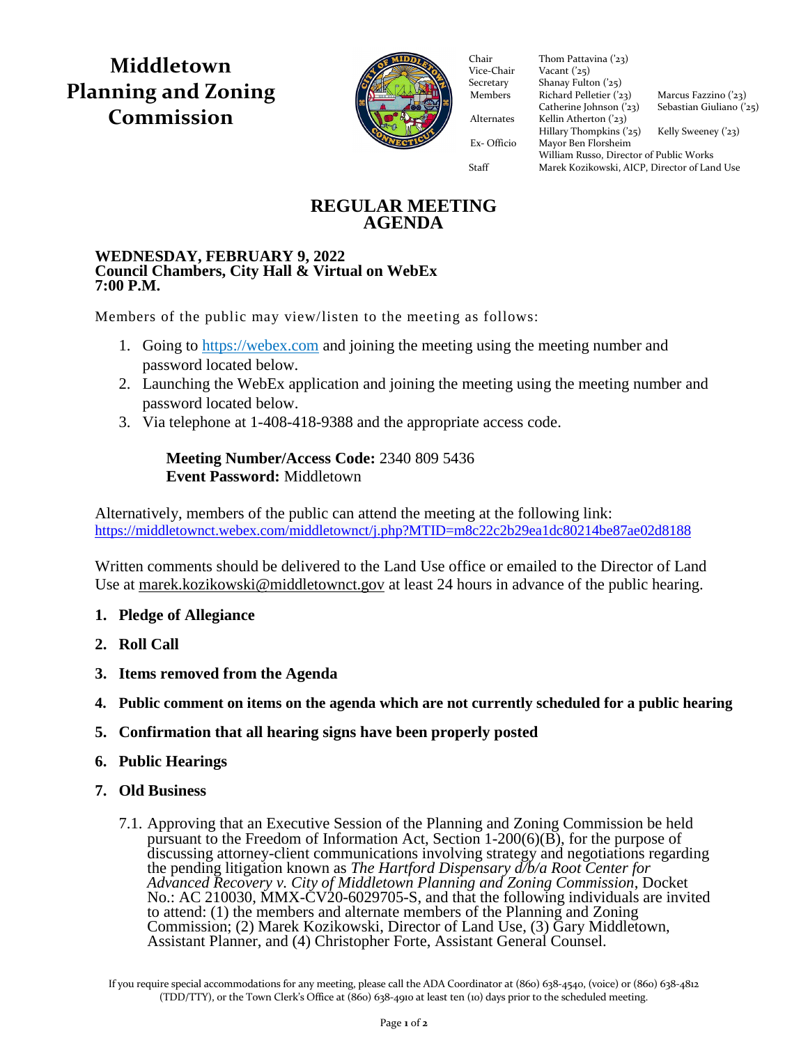# Middletown Planning and Zoning Commission

| | | |
|---|---|---|
| Chair | Thom Pattavina ('23) | |
| Vice-Chair | Vacant ('25) | |
| Secretary | Shanay Fulton ('25) | |
| Members | Richard Pelletier ('23) | Marcus Fazzino ('23) |
| | Catherine Johnson ('23) | Sebastian Giuliano ('25) |
| Alternates | Kellin Atherton ('23) | |
| | Hillary Thompkins ('25) | Kelly Sweeney ('23) |
| Ex- Officio | Mayor Ben Florsheim | |
| | William Russo, Director of Public Works | |
| Staff | Marek Kozikowski, AICP, Director of Land Use | |

## REGULAR MEETING AGENDA

**WEDNESDAY, FEBRUARY 9, 2022**
**Council Chambers, City Hall & Virtual on WebEx**
**7:00 P.M.**

Members of the public may view/listen to the meeting as follows:

1. Going to https://webex.com and joining the meeting using the meeting number and password located below.
2. Launching the WebEx application and joining the meeting using the meeting number and password located below.
3. Via telephone at 1-408-418-9388 and the appropriate access code.

> **Meeting Number/Access Code:** 2340 809 5436
> **Event Password:** Middletown

Alternatively, members of the public can attend the meeting at the following link:
https://middletownct.webex.com/middletownct/j.php?MTID=m8c22c2b29ea1dc80214be87ae02d8188

Written comments should be delivered to the Land Use office or emailed to the Director of Land Use at marek.kozikowski@middletownct.gov at least 24 hours in advance of the public hearing.

1. **Pledge of Allegiance**
2. **Roll Call**
3. **Items removed from the Agenda**
4. **Public comment on items on the agenda which are not currently scheduled for a public hearing**
5. **Confirmation that all hearing signs have been properly posted**
6. **Public Hearings**
7. **Old Business**

   7.1. Approving that an Executive Session of the Planning and Zoning Commission be held pursuant to the Freedom of Information Act, Section 1-200(6)(B), for the purpose of discussing attorney-client communications involving strategy and negotiations regarding the pending litigation known as *The Hartford Dispensary d/b/a Root Center for Advanced Recovery v. City of Middletown Planning and Zoning Commission*, Docket No.: AC 210030, MMX-CV20-6029705-S, and that the following individuals are invited to attend: (1) the members and alternate members of the Planning and Zoning Commission; (2) Marek Kozikowski, Director of Land Use, (3) Gary Middletown, Assistant Planner, and (4) Christopher Forte, Assistant General Counsel.

If you require special accommodations for any meeting, please call the ADA Coordinator at (860) 638-4540, (voice) or (860) 638-4812 (TDD/TTY), or the Town Clerk's Office at (860) 638-4910 at least ten (10) days prior to the scheduled meeting.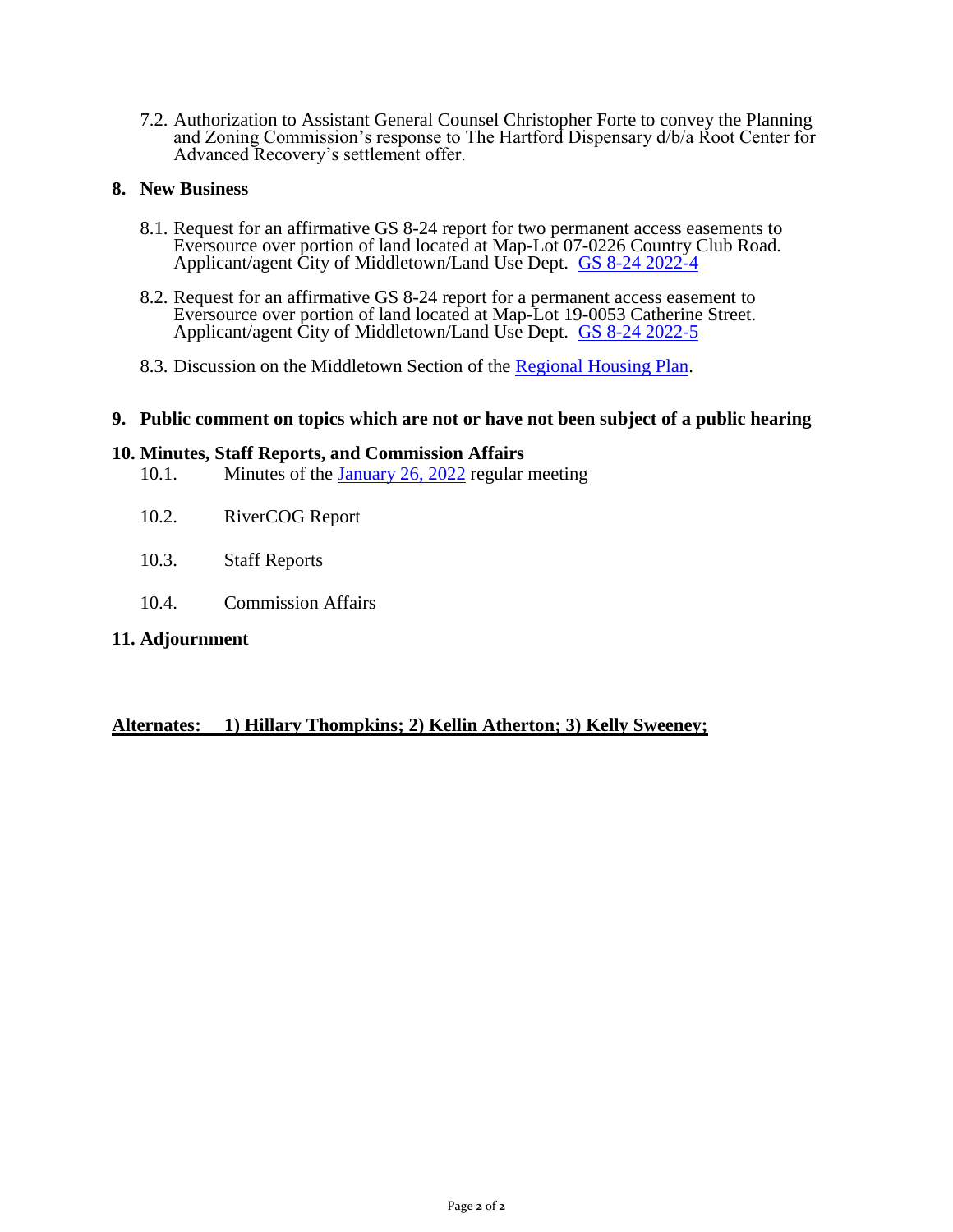7.2. Authorization to Assistant General Counsel Christopher Forte to convey the Planning and Zoning Commission's response to The Hartford Dispensary d/b/a Root Center for Advanced Recovery's settlement offer.

**8. New Business**

8.1. Request for an affirmative GS 8-24 report for two permanent access easements to Eversource over portion of land located at Map-Lot 07-0226 Country Club Road. Applicant/agent City of Middletown/Land Use Dept. GS 8-24 2022-4

8.2. Request for an affirmative GS 8-24 report for a permanent access easement to Eversource over portion of land located at Map-Lot 19-0053 Catherine Street. Applicant/agent City of Middletown/Land Use Dept. GS 8-24 2022-5

8.3. Discussion on the Middletown Section of the Regional Housing Plan.

**9. Public comment on topics which are not or have not been subject of a public hearing**

**10. Minutes, Staff Reports, and Commission Affairs**

10.1. Minutes of the January 26, 2022 regular meeting

10.2. RiverCOG Report

10.3. Staff Reports

10.4. Commission Affairs

**11. Adjournment**

**Alternates: 1) Hillary Thompkins; 2) Kellin Atherton; 3) Kelly Sweeney;**